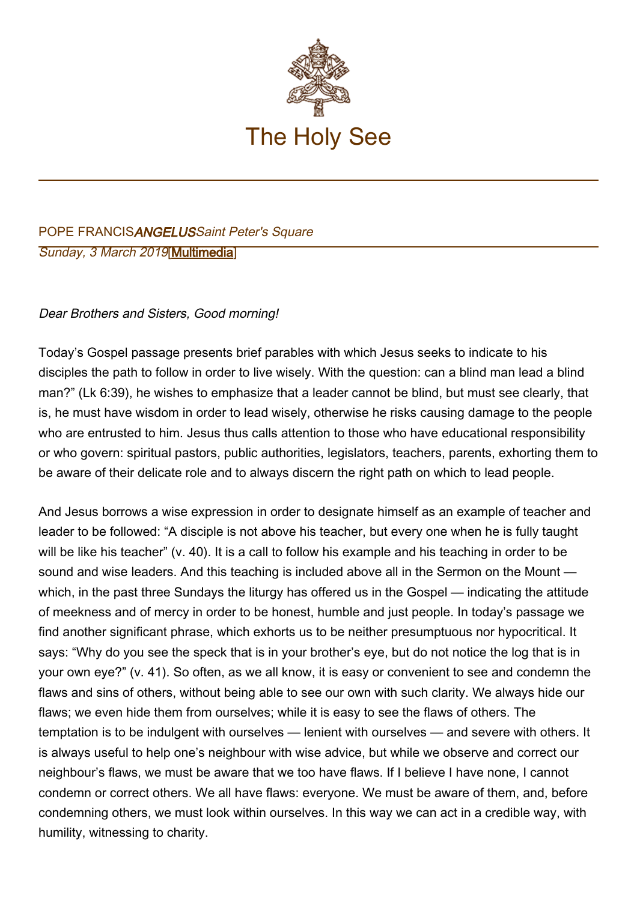# The Holy See

POPE FRANCIS *ANGELUS* *Saint Peter's Square*

*Sunday, 3 March 2019* [Multimedia]

*Dear Brothers and Sisters, Good morning!*

Today's Gospel passage presents brief parables with which Jesus seeks to indicate to his disciples the path to follow in order to live wisely. With the question: can a blind man lead a blind man?" (Lk 6:39), he wishes to emphasize that a leader cannot be blind, but must see clearly, that is, he must have wisdom in order to lead wisely, otherwise he risks causing damage to the people who are entrusted to him. Jesus thus calls attention to those who have educational responsibility or who govern: spiritual pastors, public authorities, legislators, teachers, parents, exhorting them to be aware of their delicate role and to always discern the right path on which to lead people.

And Jesus borrows a wise expression in order to designate himself as an example of teacher and leader to be followed: "A disciple is not above his teacher, but every one when he is fully taught will be like his teacher" (v. 40). It is a call to follow his example and his teaching in order to be sound and wise leaders. And this teaching is included above all in the Sermon on the Mount — which, in the past three Sundays the liturgy has offered us in the Gospel — indicating the attitude of meekness and of mercy in order to be honest, humble and just people. In today's passage we find another significant phrase, which exhorts us to be neither presumptuous nor hypocritical. It says: "Why do you see the speck that is in your brother's eye, but do not notice the log that is in your own eye?" (v. 41). So often, as we all know, it is easy or convenient to see and condemn the flaws and sins of others, without being able to see our own with such clarity. We always hide our flaws; we even hide them from ourselves; while it is easy to see the flaws of others. The temptation is to be indulgent with ourselves — lenient with ourselves — and severe with others. It is always useful to help one's neighbour with wise advice, but while we observe and correct our neighbour's flaws, we must be aware that we too have flaws. If I believe I have none, I cannot condemn or correct others. We all have flaws: everyone. We must be aware of them, and, before condemning others, we must look within ourselves. In this way we can act in a credible way, with humility, witnessing to charity.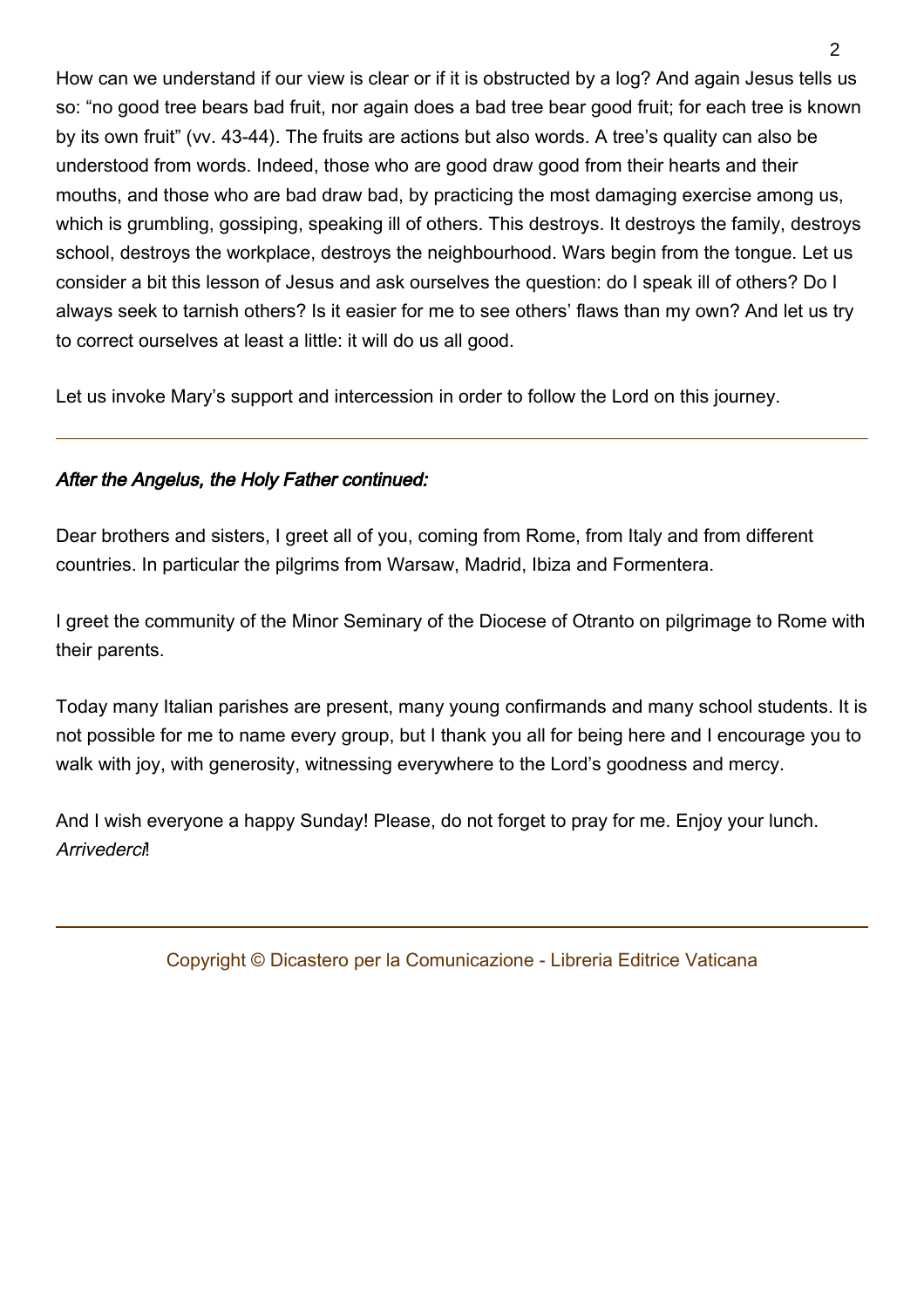How can we understand if our view is clear or if it is obstructed by a log? And again Jesus tells us so: "no good tree bears bad fruit, nor again does a bad tree bear good fruit; for each tree is known by its own fruit" (vv. 43-44). The fruits are actions but also words. A tree's quality can also be understood from words. Indeed, those who are good draw good from their hearts and their mouths, and those who are bad draw bad, by practicing the most damaging exercise among us, which is grumbling, gossiping, speaking ill of others. This destroys. It destroys the family, destroys school, destroys the workplace, destroys the neighbourhood. Wars begin from the tongue. Let us consider a bit this lesson of Jesus and ask ourselves the question: do I speak ill of others? Do I always seek to tarnish others? Is it easier for me to see others' flaws than my own? And let us try to correct ourselves at least a little: it will do us all good.

Let us invoke Mary's support and intercession in order to follow the Lord on this journey.

---

***After the Angelus, the Holy Father continued:***

Dear brothers and sisters, I greet all of you, coming from Rome, from Italy and from different countries. In particular the pilgrims from Warsaw, Madrid, Ibiza and Formentera.

I greet the community of the Minor Seminary of the Diocese of Otranto on pilgrimage to Rome with their parents.

Today many Italian parishes are present, many young confirmands and many school students. It is not possible for me to name every group, but I thank you all for being here and I encourage you to walk with joy, with generosity, witnessing everywhere to the Lord's goodness and mercy.

And I wish everyone a happy Sunday! Please, do not forget to pray for me. Enjoy your lunch. *Arrivederci*!

---

Copyright © Dicastero per la Comunicazione - Libreria Editrice Vaticana